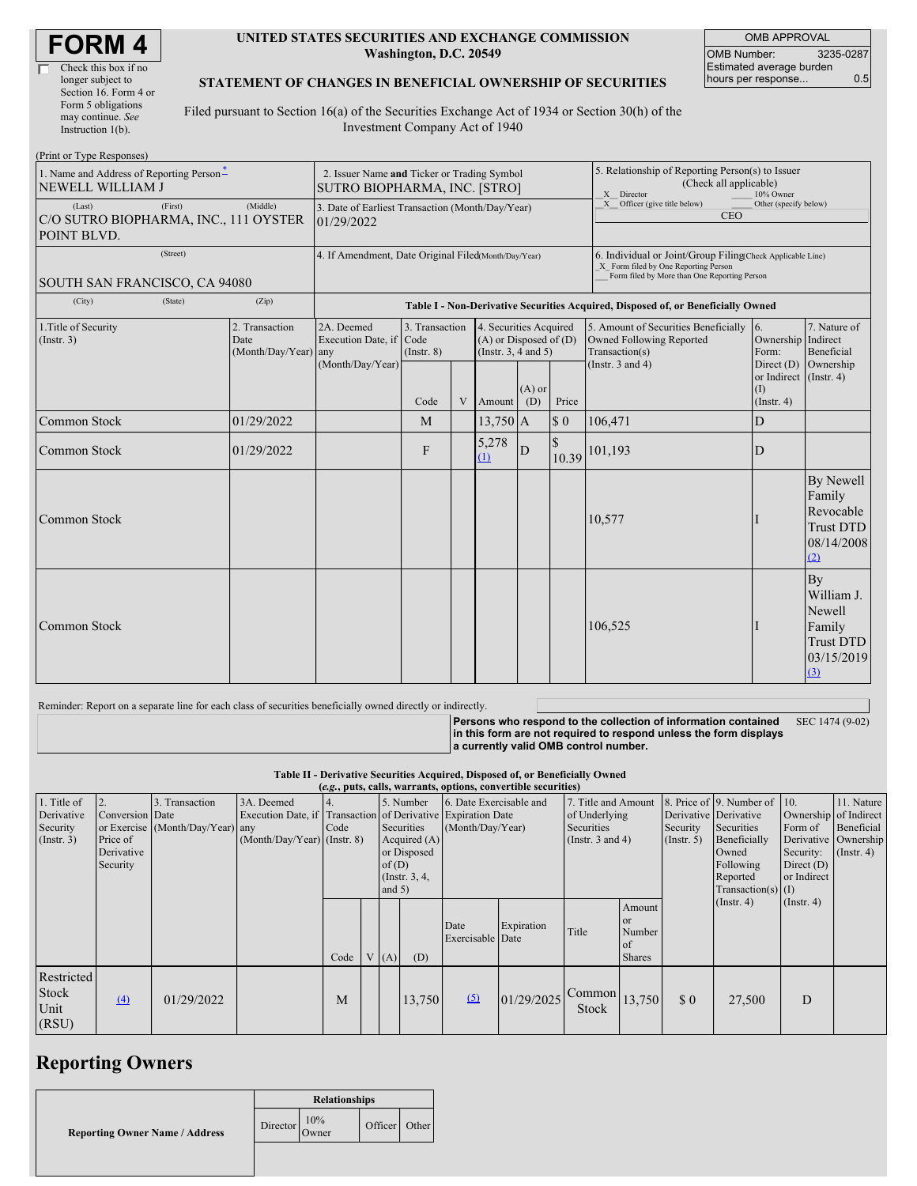# FORM 4

☐ Check this box if no longer subject to Section 16. Form 4 or Form 5 obligations may continue. *See* Instruction 1(b).

**UNITED STATES SECURITIES AND EXCHANGE COMMISSION**
**Washington, D.C. 20549**

**STATEMENT OF CHANGES IN BENEFICIAL OWNERSHIP OF SECURITIES**

Filed pursuant to Section 16(a) of the Securities Exchange Act of 1934 or Section 30(h) of the Investment Company Act of 1940

| OMB APPROVAL | |
|---|---|
| OMB Number: | 3235-0287 |
| Estimated average burden hours per response... | 0.5 |

(Print or Type Responses)

| | | |
|---|---|---|
| 1. Name and Address of Reporting Person*<br>NEWELL WILLIAM J<br>(Last) (First) (Middle)<br>C/O SUTRO BIOPHARMA, INC., 111 OYSTER POINT BLVD.<br>(Street)<br>SOUTH SAN FRANCISCO, CA 94080<br>(City) (State) (Zip) | 2. Issuer Name **and** Ticker or Trading Symbol<br>SUTRO BIOPHARMA, INC. [STRO]<br><br>3. Date of Earliest Transaction (Month/Day/Year)<br>01/29/2022<br><br>4. If Amendment, Date Original Filed(Month/Day/Year) | 5. Relationship of Reporting Person(s) to Issuer (Check all applicable)<br>_X_ Director ___ 10% Owner<br>_X_ Officer (give title below) ___ Other (specify below)<br>CEO<br><br>6. Individual or Joint/Group Filing(Check Applicable Line)<br>_X_ Form filed by One Reporting Person<br>___ Form filed by More than One Reporting Person |

**Table I - Non-Derivative Securities Acquired, Disposed of, or Beneficially Owned**

| 1.Title of Security (Instr. 3) | 2. Transaction Date (Month/Day/Year) | 2A. Deemed Execution Date, if any (Month/Day/Year) | 3. Transaction Code (Instr. 8) | | 4. Securities Acquired (A) or Disposed of (D) (Instr. 3, 4 and 5) | | | 5. Amount of Securities Beneficially Owned Following Reported Transaction(s) (Instr. 3 and 4) | 6. Ownership Form: Direct (D) or Indirect (I) (Instr. 4) | 7. Nature of Indirect Beneficial Ownership (Instr. 4) |
|---|---|---|---|---|---|---|---|---|---|---|
| | | | Code | V | Amount | (A) or (D) | Price | | | |
| Common Stock | 01/29/2022 | | M | | 13,750 | A | $ 0 | 106,471 | D | |
| Common Stock | 01/29/2022 | | F | | 5,278 (1) | D | $ 10.39 | 101,193 | D | |
| Common Stock | | | | | | | | 10,577 | I | By Newell Family Revocable Trust DTD 08/14/2008 (2) |
| Common Stock | | | | | | | | 106,525 | I | By William J. Newell Family Trust DTD 03/15/2019 (3) |

Reminder: Report on a separate line for each class of securities beneficially owned directly or indirectly.

**Persons who respond to the collection of information contained in this form are not required to respond unless the form displays a currently valid OMB control number.** SEC 1474 (9-02)

**Table II - Derivative Securities Acquired, Disposed of, or Beneficially Owned**
**(*e.g.*, puts, calls, warrants, options, convertible securities)**

| 1. Title of Derivative Security (Instr. 3) | 2. Conversion or Exercise Price of Derivative Security | 3. Transaction Date (Month/Day/Year) | 3A. Deemed Execution Date, if any (Month/Day/Year) | 4. Transaction Code (Instr. 8) | | 5. Number of Derivative Securities Acquired (A) or Disposed of (D) (Instr. 3, 4, and 5) | | 6. Date Exercisable and Expiration Date (Month/Day/Year) | | 7. Title and Amount of Underlying Securities (Instr. 3 and 4) | | 8. Price of Derivative Security (Instr. 5) | 9. Number of Derivative Securities Beneficially Owned Following Reported Transaction(s) (Instr. 4) | 10. Ownership Form of Derivative Security: Direct (D) or Indirect (I) (Instr. 4) | 11. Nature of Indirect Beneficial Ownership (Instr. 4) |
|---|---|---|---|---|---|---|---|---|---|---|---|---|---|---|---|
| | | | | Code | V | (A) | (D) | Date Exercisable | Expiration Date | Title | Amount or Number of Shares | | | | |
| Restricted Stock Unit (RSU) | (4) | 01/29/2022 | | M | | | 13,750 | (5) | 01/29/2025 | Common Stock | 13,750 | $ 0 | 27,500 | D | |

## Reporting Owners

| Reporting Owner Name / Address | Relationships | | | |
|---|---|---|---|---|
| | Director | 10% Owner | Officer | Other |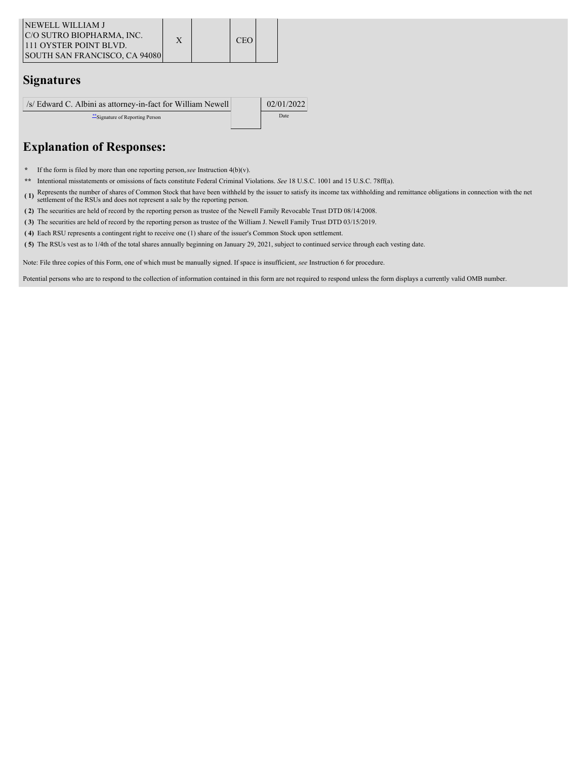| | | | | |
|---|---|---|---|---|
| NEWELL WILLIAM J<br>C/O SUTRO BIOPHARMA, INC.<br>111 OYSTER POINT BLVD.<br>SOUTH SAN FRANCISCO, CA 94080 | X | | CEO | |

## Signatures

| | | |
|---|---|---|
| /s/ Edward C. Albini as attorney-in-fact for William Newell | | 02/01/2022 |
| **Signature of Reporting Person | | Date |

## Explanation of Responses:

\* If the form is filed by more than one reporting person, *see* Instruction 4(b)(v).

\*\* Intentional misstatements or omissions of facts constitute Federal Criminal Violations. *See* 18 U.S.C. 1001 and 15 U.S.C. 78ff(a).

**( 1)** Represents the number of shares of Common Stock that have been withheld by the issuer to satisfy its income tax withholding and remittance obligations in connection with the net settlement of the RSUs and does not represent a sale by the reporting person.

**( 2)** The securities are held of record by the reporting person as trustee of the Newell Family Revocable Trust DTD 08/14/2008.

**( 3)** The securities are held of record by the reporting person as trustee of the William J. Newell Family Trust DTD 03/15/2019.

**( 4)** Each RSU represents a contingent right to receive one (1) share of the issuer's Common Stock upon settlement.

**( 5)** The RSUs vest as to 1/4th of the total shares annually beginning on January 29, 2021, subject to continued service through each vesting date.

Note: File three copies of this Form, one of which must be manually signed. If space is insufficient, *see* Instruction 6 for procedure.

Potential persons who are to respond to the collection of information contained in this form are not required to respond unless the form displays a currently valid OMB number.